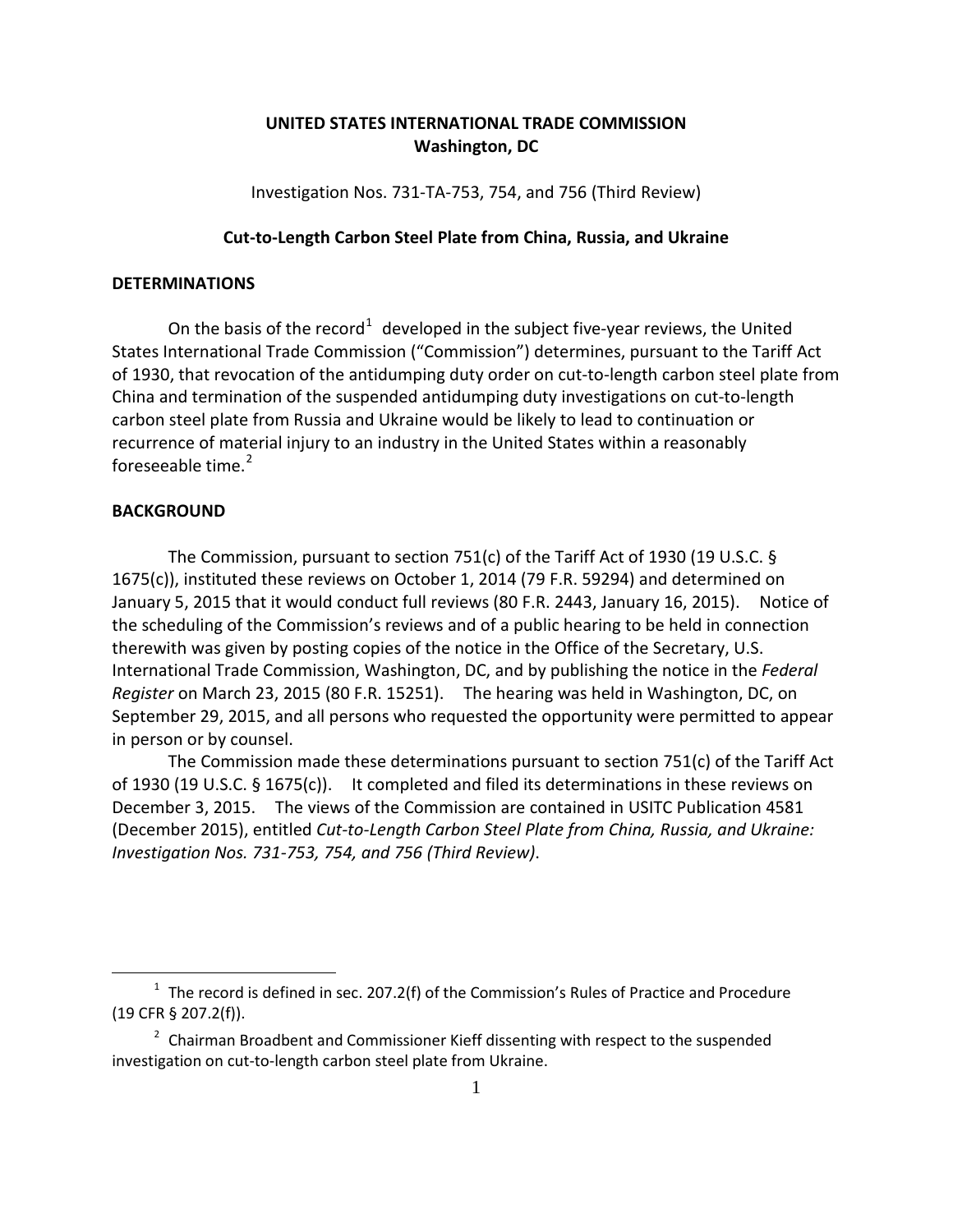**UNITED STATES INTERNATIONAL TRADE COMMISSION**
**Washington, DC**

Investigation Nos. 731-TA-753, 754, and 756 (Third Review)

**Cut-to-Length Carbon Steel Plate from China, Russia, and Ukraine**

## DETERMINATIONS

On the basis of the record[1] developed in the subject five-year reviews, the United States International Trade Commission ("Commission") determines, pursuant to the Tariff Act of 1930, that revocation of the antidumping duty order on cut-to-length carbon steel plate from China and termination of the suspended antidumping duty investigations on cut-to-length carbon steel plate from Russia and Ukraine would be likely to lead to continuation or recurrence of material injury to an industry in the United States within a reasonably foreseeable time.[2]

## BACKGROUND

The Commission, pursuant to section 751(c) of the Tariff Act of 1930 (19 U.S.C. § 1675(c)), instituted these reviews on October 1, 2014 (79 F.R. 59294) and determined on January 5, 2015 that it would conduct full reviews (80 F.R. 2443, January 16, 2015). Notice of the scheduling of the Commission's reviews and of a public hearing to be held in connection therewith was given by posting copies of the notice in the Office of the Secretary, U.S. International Trade Commission, Washington, DC, and by publishing the notice in the *Federal Register* on March 23, 2015 (80 F.R. 15251). The hearing was held in Washington, DC, on September 29, 2015, and all persons who requested the opportunity were permitted to appear in person or by counsel.

The Commission made these determinations pursuant to section 751(c) of the Tariff Act of 1930 (19 U.S.C. § 1675(c)). It completed and filed its determinations in these reviews on December 3, 2015. The views of the Commission are contained in USITC Publication 4581 (December 2015), entitled *Cut-to-Length Carbon Steel Plate from China, Russia, and Ukraine: Investigation Nos. 731-753, 754, and 756 (Third Review)*.

---

[1] The record is defined in sec. 207.2(f) of the Commission's Rules of Practice and Procedure (19 CFR § 207.2(f)).

[2] Chairman Broadbent and Commissioner Kieff dissenting with respect to the suspended investigation on cut-to-length carbon steel plate from Ukraine.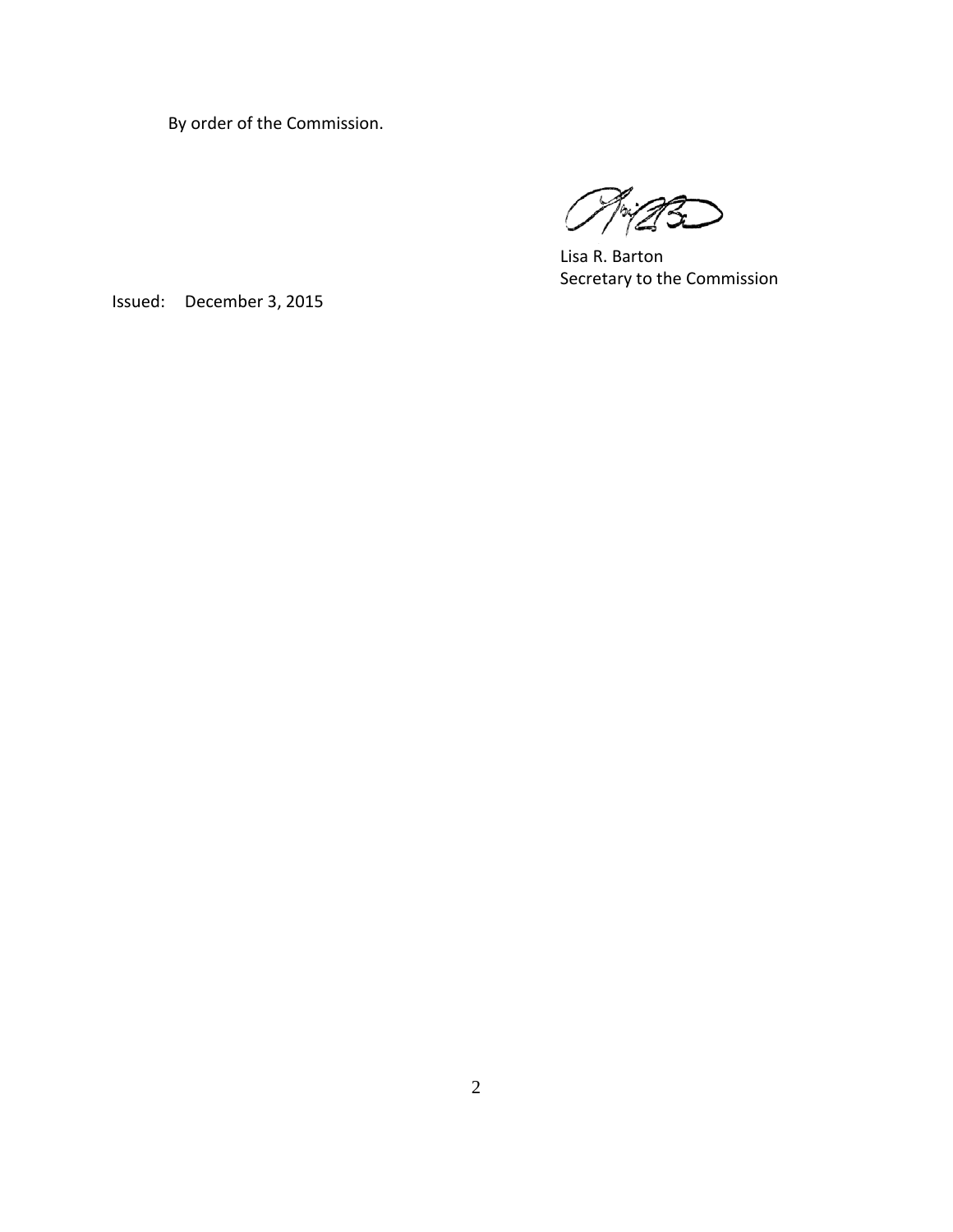By order of the Commission.

Lisa R. Barton
Secretary to the Commission

Issued: December 3, 2015